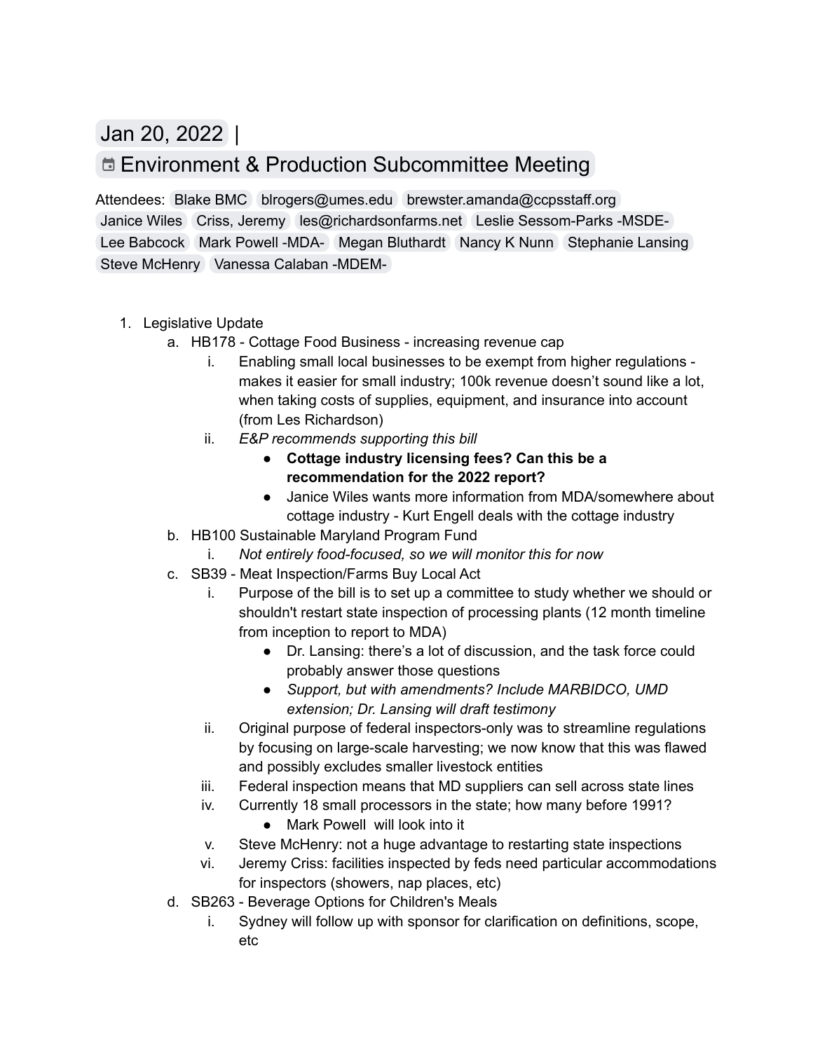# Jan 20, 2022 |

## Environment & Production Subcommittee Meeting

Attendees: Blake BMC blrogers@umes.edu brewster.amanda@ccpsstaff.org Janice Wiles Criss, Jeremy les@richardsonfarms.net Leslie Sessom-Parks -MSDE- Lee Babcock Mark Powell -MDA- Megan Bluthardt Nancy K Nunn Stephanie Lansing Steve McHenry Vanessa Calaban -MDEM-

1. Legislative Update
   a. HB178 - Cottage Food Business - increasing revenue cap
      i. Enabling small local businesses to be exempt from higher regulations - makes it easier for small industry; 100k revenue doesn't sound like a lot, when taking costs of supplies, equipment, and insurance into account (from Les Richardson)
      ii. *E&P recommends supporting this bill*
         - **Cottage industry licensing fees? Can this be a recommendation for the 2022 report?**
         - Janice Wiles wants more information from MDA/somewhere about cottage industry - Kurt Engell deals with the cottage industry
   b. HB100 Sustainable Maryland Program Fund
      i. *Not entirely food-focused, so we will monitor this for now*
   c. SB39 - Meat Inspection/Farms Buy Local Act
      i. Purpose of the bill is to set up a committee to study whether we should or shouldn't restart state inspection of processing plants (12 month timeline from inception to report to MDA)
         - Dr. Lansing: there's a lot of discussion, and the task force could probably answer those questions
         - *Support, but with amendments? Include MARBIDCO, UMD extension; Dr. Lansing will draft testimony*
      ii. Original purpose of federal inspectors-only was to streamline regulations by focusing on large-scale harvesting; we now know that this was flawed and possibly excludes smaller livestock entities
      iii. Federal inspection means that MD suppliers can sell across state lines
      iv. Currently 18 small processors in the state; how many before 1991?
         - Mark Powell will look into it
      v. Steve McHenry: not a huge advantage to restarting state inspections
      vi. Jeremy Criss: facilities inspected by feds need particular accommodations for inspectors (showers, nap places, etc)
   d. SB263 - Beverage Options for Children's Meals
      i. Sydney will follow up with sponsor for clarification on definitions, scope, etc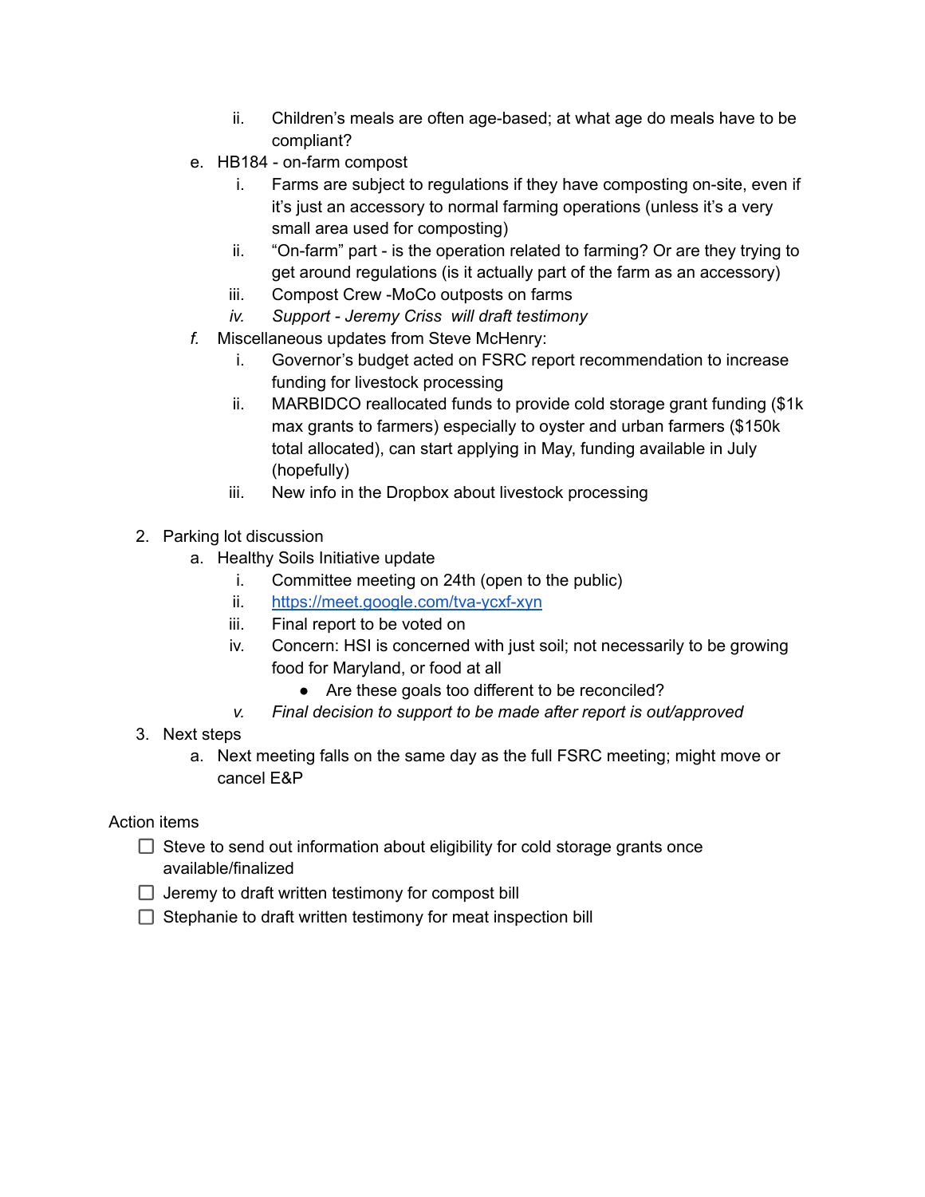- ii. Children's meals are often age-based; at what age do meals have to be compliant?
  - e. HB184 - on-farm compost
    - i. Farms are subject to regulations if they have composting on-site, even if it's just an accessory to normal farming operations (unless it's a very small area used for composting)
    - ii. "On-farm" part - is the operation related to farming? Or are they trying to get around regulations (is it actually part of the farm as an accessory)
    - iii. Compost Crew -MoCo outposts on farms
    - *iv. Support - Jeremy Criss will draft testimony*
  - *f.* Miscellaneous updates from Steve McHenry:
    - i. Governor's budget acted on FSRC report recommendation to increase funding for livestock processing
    - ii. MARBIDCO reallocated funds to provide cold storage grant funding ($1k max grants to farmers) especially to oyster and urban farmers ($150k total allocated), can start applying in May, funding available in July (hopefully)
    - iii. New info in the Dropbox about livestock processing

2. Parking lot discussion
   - a. Healthy Soils Initiative update
     - i. Committee meeting on 24th (open to the public)
     - ii. https://meet.google.com/tva-ycxf-xyn
     - iii. Final report to be voted on
     - iv. Concern: HSI is concerned with just soil; not necessarily to be growing food for Maryland, or food at all
       - Are these goals too different to be reconciled?
     - *v. Final decision to support to be made after report is out/approved*
3. Next steps
   - a. Next meeting falls on the same day as the full FSRC meeting; might move or cancel E&P

Action items

- [ ] Steve to send out information about eligibility for cold storage grants once available/finalized
- [ ] Jeremy to draft written testimony for compost bill
- [ ] Stephanie to draft written testimony for meat inspection bill